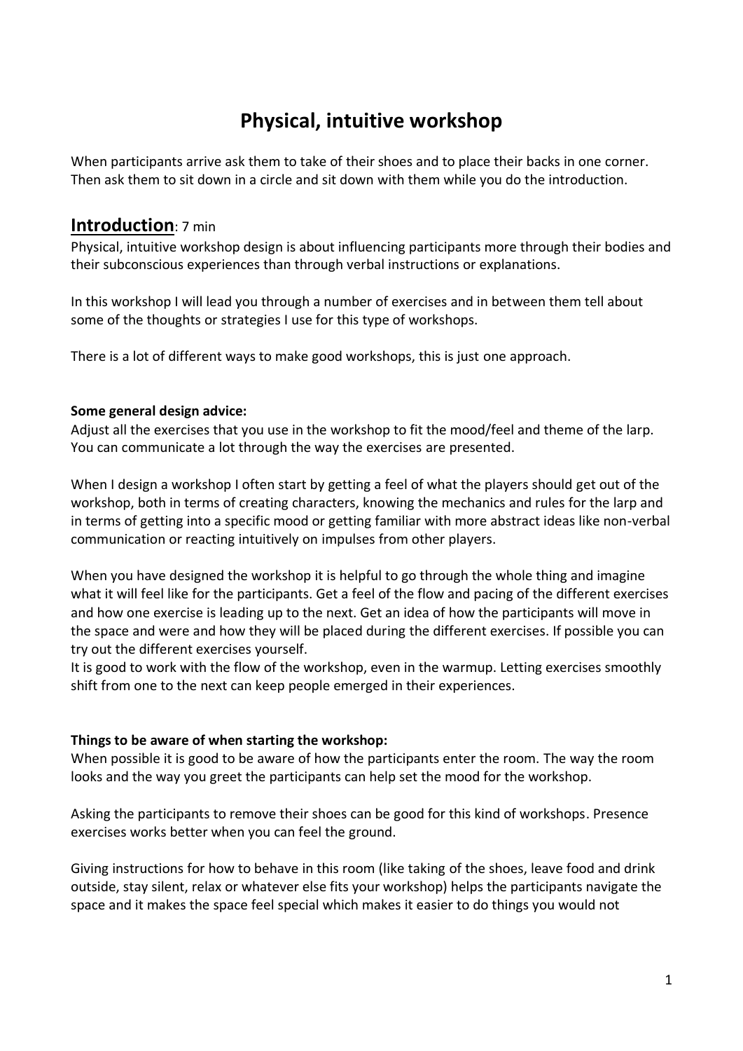# Physical, intuitive workshop

When participants arrive ask them to take of their shoes and to place their backs in one corner. Then ask them to sit down in a circle and sit down with them while you do the introduction.

## Introduction: 7 min

Physical, intuitive workshop design is about influencing participants more through their bodies and their subconscious experiences than through verbal instructions or explanations.

In this workshop I will lead you through a number of exercises and in between them tell about some of the thoughts or strategies I use for this type of workshops.

There is a lot of different ways to make good workshops, this is just one approach.

**Some general design advice:**

Adjust all the exercises that you use in the workshop to fit the mood/feel and theme of the larp. You can communicate a lot through the way the exercises are presented.

When I design a workshop I often start by getting a feel of what the players should get out of the workshop, both in terms of creating characters, knowing the mechanics and rules for the larp and in terms of getting into a specific mood or getting familiar with more abstract ideas like non-verbal communication or reacting intuitively on impulses from other players.

When you have designed the workshop it is helpful to go through the whole thing and imagine what it will feel like for the participants. Get a feel of the flow and pacing of the different exercises and how one exercise is leading up to the next. Get an idea of how the participants will move in the space and were and how they will be placed during the different exercises. If possible you can try out the different exercises yourself.
It is good to work with the flow of the workshop, even in the warmup. Letting exercises smoothly shift from one to the next can keep people emerged in their experiences.

**Things to be aware of when starting the workshop:**

When possible it is good to be aware of how the participants enter the room. The way the room looks and the way you greet the participants can help set the mood for the workshop.

Asking the participants to remove their shoes can be good for this kind of workshops. Presence exercises works better when you can feel the ground.

Giving instructions for how to behave in this room (like taking of the shoes, leave food and drink outside, stay silent, relax or whatever else fits your workshop) helps the participants navigate the space and it makes the space feel special which makes it easier to do things you would not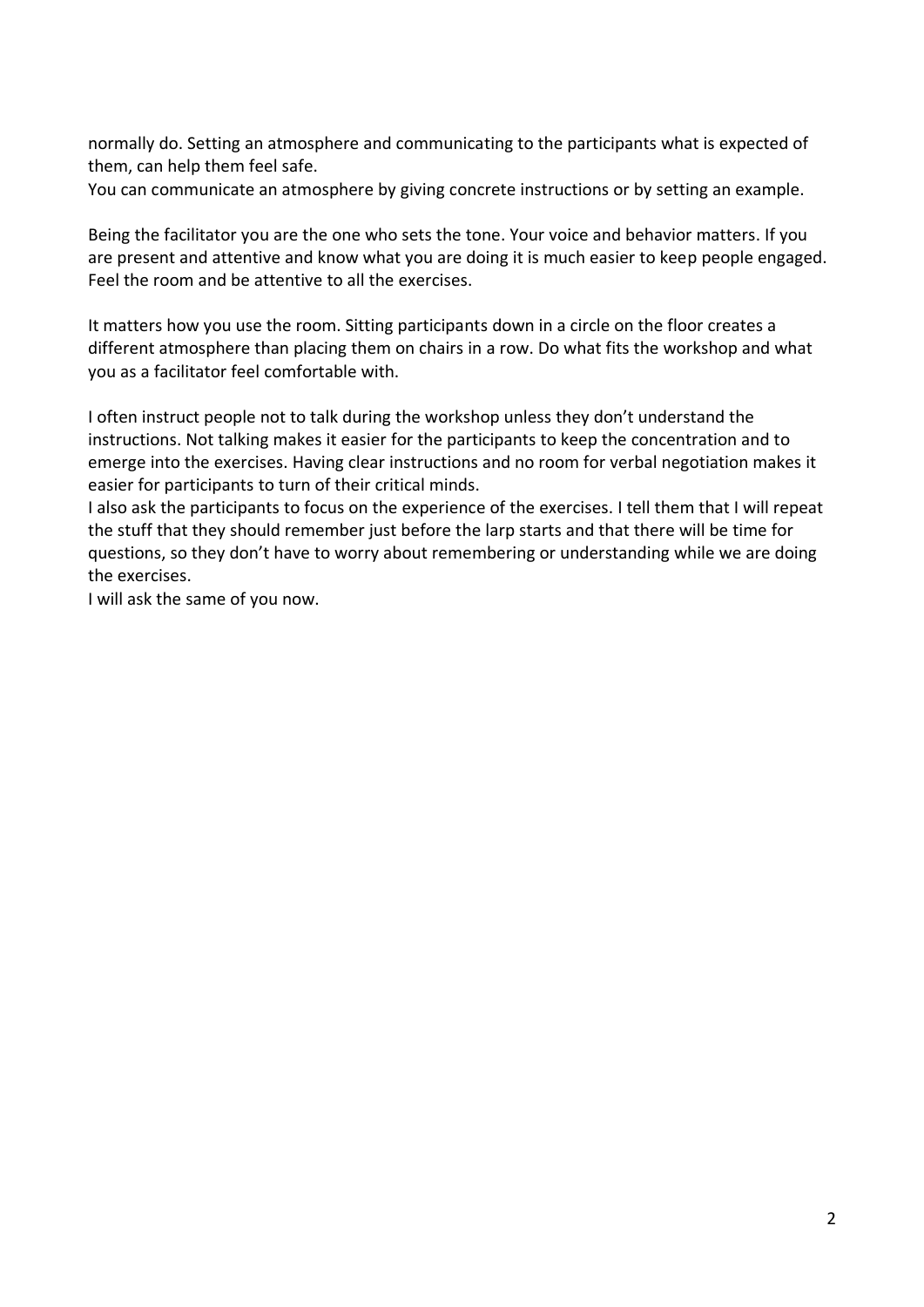normally do. Setting an atmosphere and communicating to the participants what is expected of them, can help them feel safe.
You can communicate an atmosphere by giving concrete instructions or by setting an example.

Being the facilitator you are the one who sets the tone. Your voice and behavior matters. If you are present and attentive and know what you are doing it is much easier to keep people engaged. Feel the room and be attentive to all the exercises.

It matters how you use the room. Sitting participants down in a circle on the floor creates a different atmosphere than placing them on chairs in a row. Do what fits the workshop and what you as a facilitator feel comfortable with.

I often instruct people not to talk during the workshop unless they don't understand the instructions. Not talking makes it easier for the participants to keep the concentration and to emerge into the exercises. Having clear instructions and no room for verbal negotiation makes it easier for participants to turn of their critical minds.
I also ask the participants to focus on the experience of the exercises. I tell them that I will repeat the stuff that they should remember just before the larp starts and that there will be time for questions, so they don't have to worry about remembering or understanding while we are doing the exercises.
I will ask the same of you now.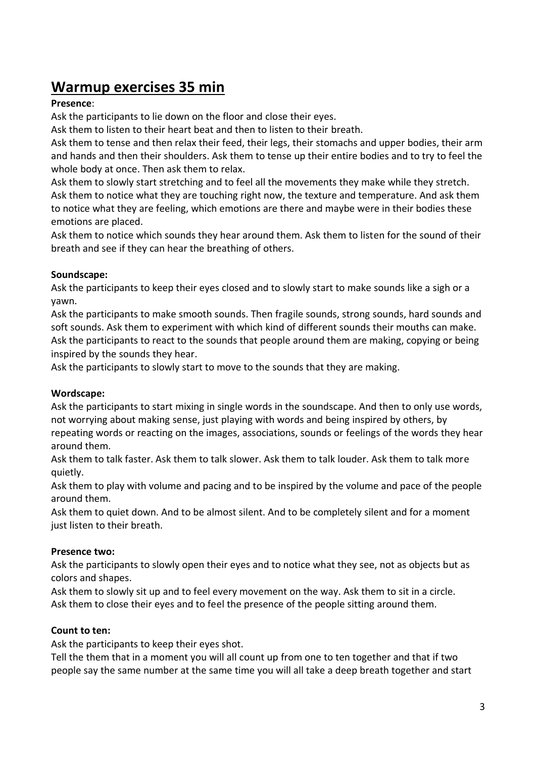# Warmup exercises 35 min

**Presence**:

Ask the participants to lie down on the floor and close their eyes.

Ask them to listen to their heart beat and then to listen to their breath.

Ask them to tense and then relax their feed, their legs, their stomachs and upper bodies, their arm and hands and then their shoulders. Ask them to tense up their entire bodies and to try to feel the whole body at once. Then ask them to relax.

Ask them to slowly start stretching and to feel all the movements they make while they stretch. Ask them to notice what they are touching right now, the texture and temperature. And ask them to notice what they are feeling, which emotions are there and maybe were in their bodies these emotions are placed.

Ask them to notice which sounds they hear around them. Ask them to listen for the sound of their breath and see if they can hear the breathing of others.

**Soundscape:**

Ask the participants to keep their eyes closed and to slowly start to make sounds like a sigh or a yawn.

Ask the participants to make smooth sounds. Then fragile sounds, strong sounds, hard sounds and soft sounds. Ask them to experiment with which kind of different sounds their mouths can make. Ask the participants to react to the sounds that people around them are making, copying or being inspired by the sounds they hear.

Ask the participants to slowly start to move to the sounds that they are making.

**Wordscape:**

Ask the participants to start mixing in single words in the soundscape. And then to only use words, not worrying about making sense, just playing with words and being inspired by others, by repeating words or reacting on the images, associations, sounds or feelings of the words they hear around them.

Ask them to talk faster. Ask them to talk slower. Ask them to talk louder. Ask them to talk more quietly.

Ask them to play with volume and pacing and to be inspired by the volume and pace of the people around them.

Ask them to quiet down. And to be almost silent. And to be completely silent and for a moment just listen to their breath.

**Presence two:**

Ask the participants to slowly open their eyes and to notice what they see, not as objects but as colors and shapes.

Ask them to slowly sit up and to feel every movement on the way. Ask them to sit in a circle. Ask them to close their eyes and to feel the presence of the people sitting around them.

**Count to ten:**

Ask the participants to keep their eyes shot.

Tell the them that in a moment you will all count up from one to ten together and that if two people say the same number at the same time you will all take a deep breath together and start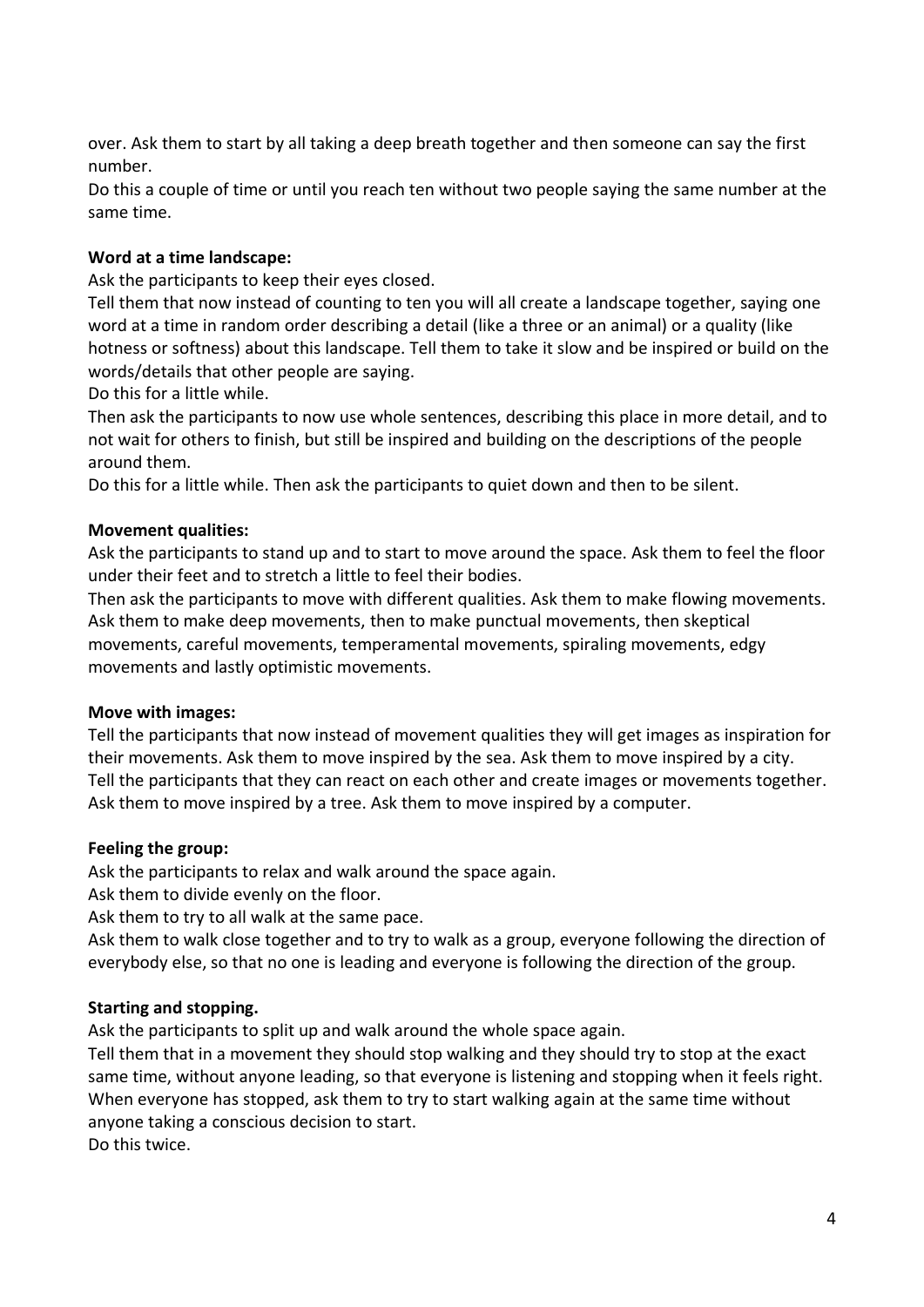over. Ask them to start by all taking a deep breath together and then someone can say the first number.
Do this a couple of time or until you reach ten without two people saying the same number at the same time.

**Word at a time landscape:**
Ask the participants to keep their eyes closed.
Tell them that now instead of counting to ten you will all create a landscape together, saying one word at a time in random order describing a detail (like a three or an animal) or a quality (like hotness or softness) about this landscape. Tell them to take it slow and be inspired or build on the words/details that other people are saying.
Do this for a little while.
Then ask the participants to now use whole sentences, describing this place in more detail, and to not wait for others to finish, but still be inspired and building on the descriptions of the people around them.
Do this for a little while. Then ask the participants to quiet down and then to be silent.

**Movement qualities:**
Ask the participants to stand up and to start to move around the space. Ask them to feel the floor under their feet and to stretch a little to feel their bodies.
Then ask the participants to move with different qualities. Ask them to make flowing movements. Ask them to make deep movements, then to make punctual movements, then skeptical movements, careful movements, temperamental movements, spiraling movements, edgy movements and lastly optimistic movements.

**Move with images:**
Tell the participants that now instead of movement qualities they will get images as inspiration for their movements. Ask them to move inspired by the sea. Ask them to move inspired by a city. Tell the participants that they can react on each other and create images or movements together. Ask them to move inspired by a tree. Ask them to move inspired by a computer.

**Feeling the group:**
Ask the participants to relax and walk around the space again.
Ask them to divide evenly on the floor.
Ask them to try to all walk at the same pace.
Ask them to walk close together and to try to walk as a group, everyone following the direction of everybody else, so that no one is leading and everyone is following the direction of the group.

**Starting and stopping.**
Ask the participants to split up and walk around the whole space again.
Tell them that in a movement they should stop walking and they should try to stop at the exact same time, without anyone leading, so that everyone is listening and stopping when it feels right. When everyone has stopped, ask them to try to start walking again at the same time without anyone taking a conscious decision to start.
Do this twice.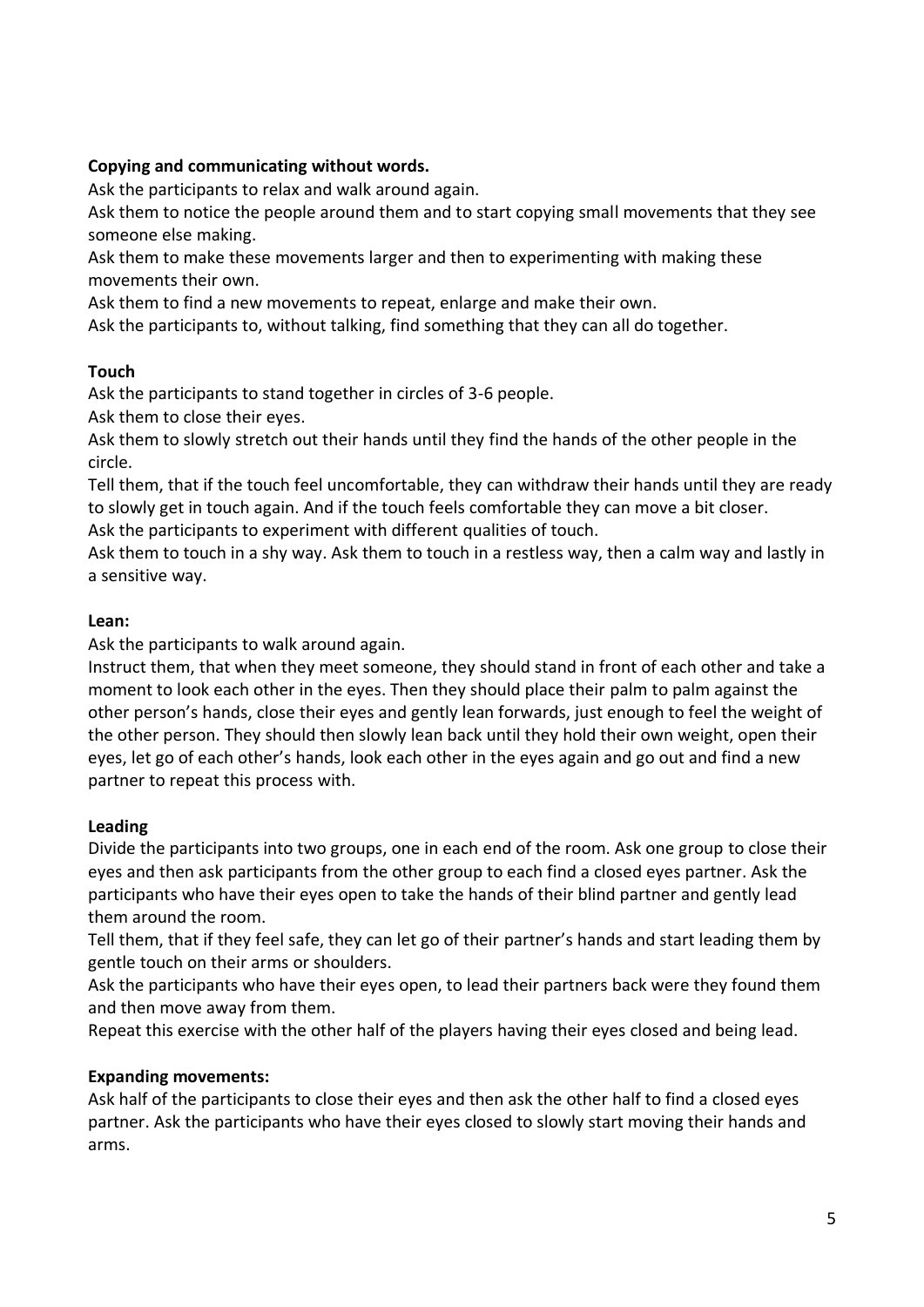**Copying and communicating without words.**

Ask the participants to relax and walk around again.

Ask them to notice the people around them and to start copying small movements that they see someone else making.

Ask them to make these movements larger and then to experimenting with making these movements their own.

Ask them to find a new movements to repeat, enlarge and make their own.

Ask the participants to, without talking, find something that they can all do together.

**Touch**

Ask the participants to stand together in circles of 3-6 people.

Ask them to close their eyes.

Ask them to slowly stretch out their hands until they find the hands of the other people in the circle.

Tell them, that if the touch feel uncomfortable, they can withdraw their hands until they are ready to slowly get in touch again. And if the touch feels comfortable they can move a bit closer.

Ask the participants to experiment with different qualities of touch.

Ask them to touch in a shy way. Ask them to touch in a restless way, then a calm way and lastly in a sensitive way.

**Lean:**

Ask the participants to walk around again.

Instruct them, that when they meet someone, they should stand in front of each other and take a moment to look each other in the eyes. Then they should place their palm to palm against the other person's hands, close their eyes and gently lean forwards, just enough to feel the weight of the other person. They should then slowly lean back until they hold their own weight, open their eyes, let go of each other's hands, look each other in the eyes again and go out and find a new partner to repeat this process with.

**Leading**

Divide the participants into two groups, one in each end of the room. Ask one group to close their eyes and then ask participants from the other group to each find a closed eyes partner. Ask the participants who have their eyes open to take the hands of their blind partner and gently lead them around the room.

Tell them, that if they feel safe, they can let go of their partner's hands and start leading them by gentle touch on their arms or shoulders.

Ask the participants who have their eyes open, to lead their partners back were they found them and then move away from them.

Repeat this exercise with the other half of the players having their eyes closed and being lead.

**Expanding movements:**

Ask half of the participants to close their eyes and then ask the other half to find a closed eyes partner. Ask the participants who have their eyes closed to slowly start moving their hands and arms.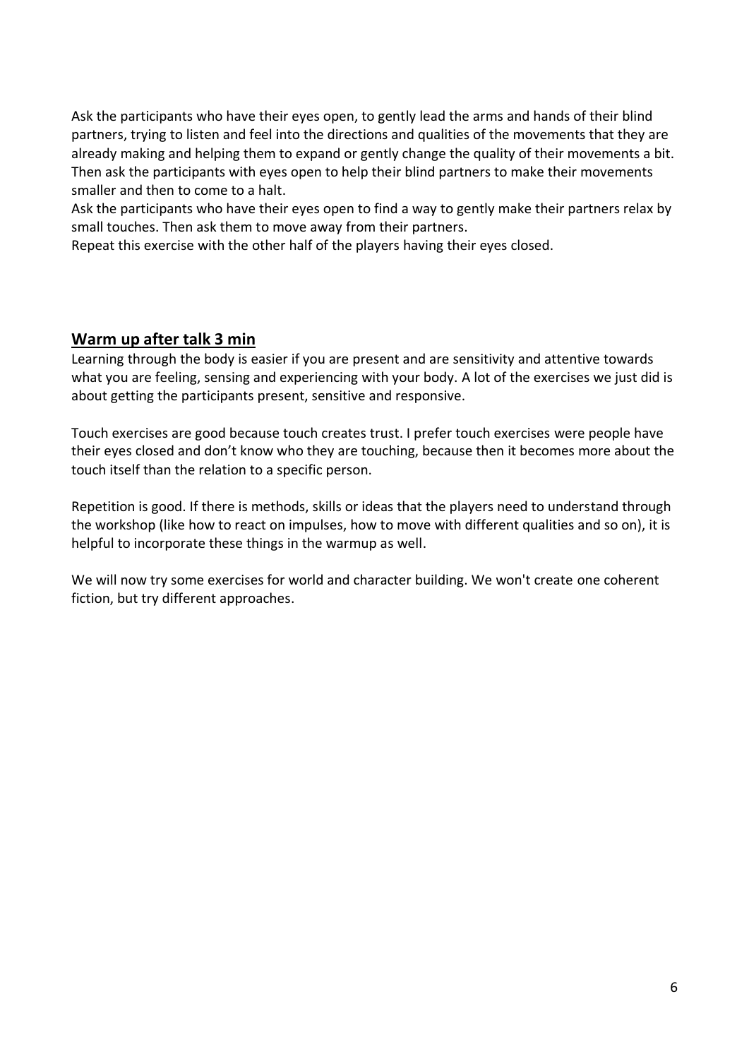Ask the participants who have their eyes open, to gently lead the arms and hands of their blind partners, trying to listen and feel into the directions and qualities of the movements that they are already making and helping them to expand or gently change the quality of their movements a bit. Then ask the participants with eyes open to help their blind partners to make their movements smaller and then to come to a halt.
Ask the participants who have their eyes open to find a way to gently make their partners relax by small touches. Then ask them to move away from their partners.
Repeat this exercise with the other half of the players having their eyes closed.

## **Warm up after talk 3 min**

Learning through the body is easier if you are present and are sensitivity and attentive towards what you are feeling, sensing and experiencing with your body. A lot of the exercises we just did is about getting the participants present, sensitive and responsive.

Touch exercises are good because touch creates trust. I prefer touch exercises were people have their eyes closed and don't know who they are touching, because then it becomes more about the touch itself than the relation to a specific person.

Repetition is good. If there is methods, skills or ideas that the players need to understand through the workshop (like how to react on impulses, how to move with different qualities and so on), it is helpful to incorporate these things in the warmup as well.

We will now try some exercises for world and character building. We won't create one coherent fiction, but try different approaches.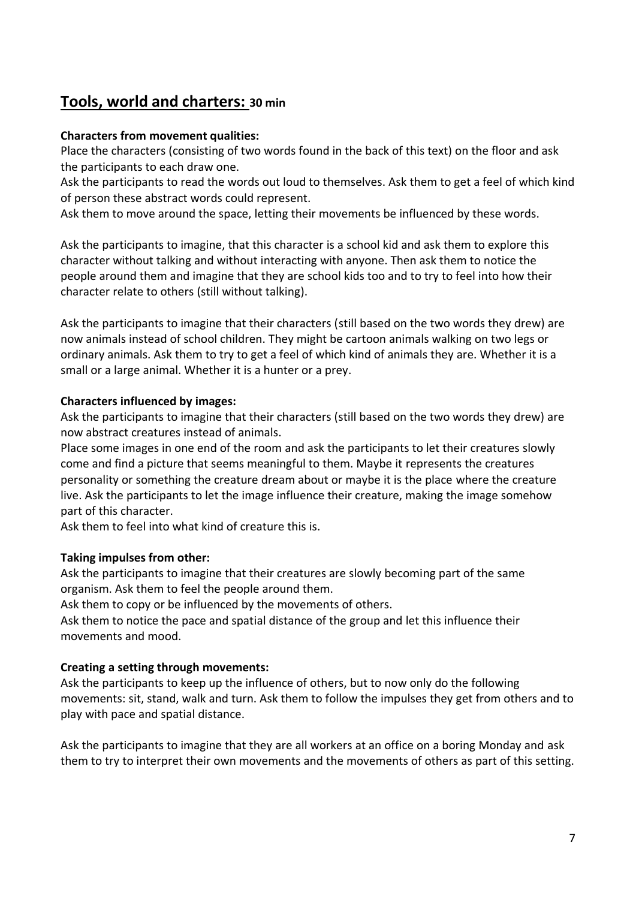## Tools, world and charters: 30 min

**Characters from movement qualities:**

Place the characters (consisting of two words found in the back of this text) on the floor and ask the participants to each draw one.

Ask the participants to read the words out loud to themselves. Ask them to get a feel of which kind of person these abstract words could represent.

Ask them to move around the space, letting their movements be influenced by these words.

Ask the participants to imagine, that this character is a school kid and ask them to explore this character without talking and without interacting with anyone. Then ask them to notice the people around them and imagine that they are school kids too and to try to feel into how their character relate to others (still without talking).

Ask the participants to imagine that their characters (still based on the two words they drew) are now animals instead of school children. They might be cartoon animals walking on two legs or ordinary animals. Ask them to try to get a feel of which kind of animals they are. Whether it is a small or a large animal. Whether it is a hunter or a prey.

**Characters influenced by images:**

Ask the participants to imagine that their characters (still based on the two words they drew) are now abstract creatures instead of animals.

Place some images in one end of the room and ask the participants to let their creatures slowly come and find a picture that seems meaningful to them. Maybe it represents the creatures personality or something the creature dream about or maybe it is the place where the creature live. Ask the participants to let the image influence their creature, making the image somehow part of this character.

Ask them to feel into what kind of creature this is.

**Taking impulses from other:**

Ask the participants to imagine that their creatures are slowly becoming part of the same organism. Ask them to feel the people around them.

Ask them to copy or be influenced by the movements of others.

Ask them to notice the pace and spatial distance of the group and let this influence their movements and mood.

**Creating a setting through movements:**

Ask the participants to keep up the influence of others, but to now only do the following movements: sit, stand, walk and turn. Ask them to follow the impulses they get from others and to play with pace and spatial distance.

Ask the participants to imagine that they are all workers at an office on a boring Monday and ask them to try to interpret their own movements and the movements of others as part of this setting.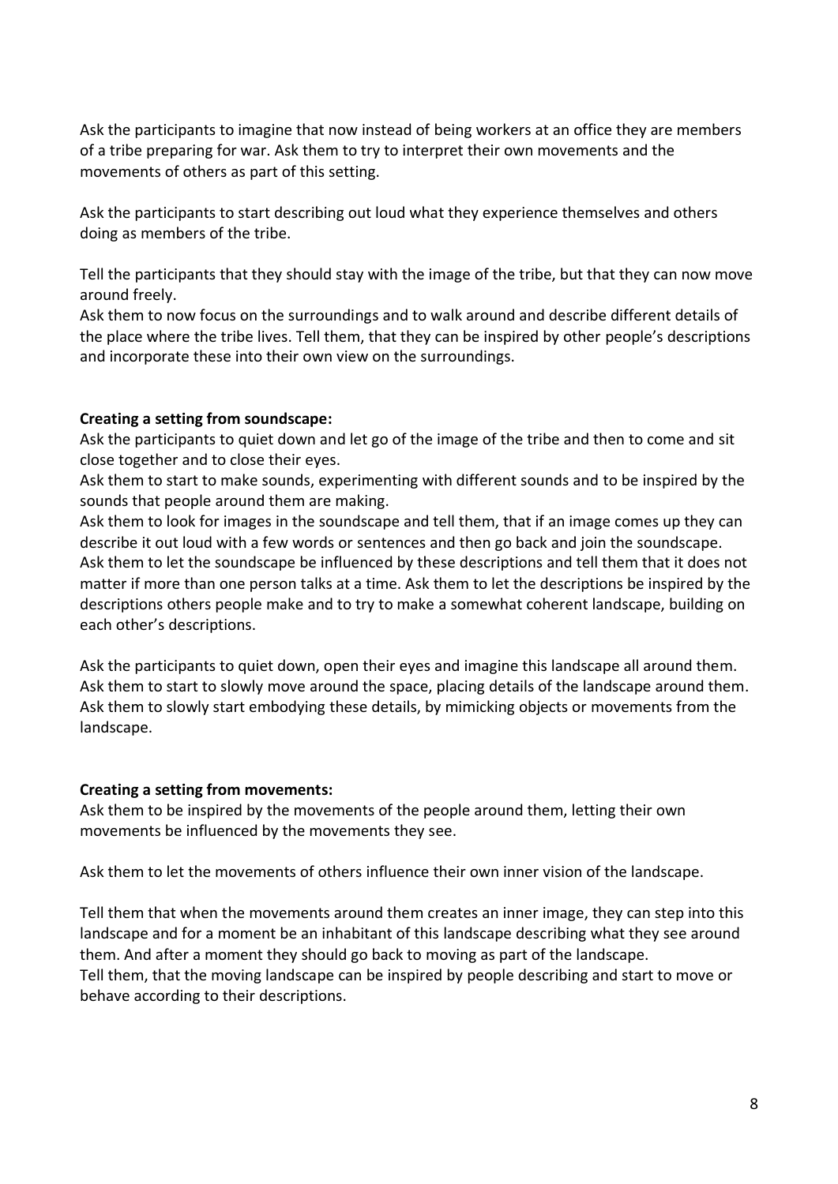Ask the participants to imagine that now instead of being workers at an office they are members of a tribe preparing for war. Ask them to try to interpret their own movements and the movements of others as part of this setting.

Ask the participants to start describing out loud what they experience themselves and others doing as members of the tribe.

Tell the participants that they should stay with the image of the tribe, but that they can now move around freely.
Ask them to now focus on the surroundings and to walk around and describe different details of the place where the tribe lives. Tell them, that they can be inspired by other people's descriptions and incorporate these into their own view on the surroundings.

**Creating a setting from soundscape:**
Ask the participants to quiet down and let go of the image of the tribe and then to come and sit close together and to close their eyes.
Ask them to start to make sounds, experimenting with different sounds and to be inspired by the sounds that people around them are making.
Ask them to look for images in the soundscape and tell them, that if an image comes up they can describe it out loud with a few words or sentences and then go back and join the soundscape.
Ask them to let the soundscape be influenced by these descriptions and tell them that it does not matter if more than one person talks at a time. Ask them to let the descriptions be inspired by the descriptions others people make and to try to make a somewhat coherent landscape, building on each other's descriptions.

Ask the participants to quiet down, open their eyes and imagine this landscape all around them. Ask them to start to slowly move around the space, placing details of the landscape around them. Ask them to slowly start embodying these details, by mimicking objects or movements from the landscape.

**Creating a setting from movements:**
Ask them to be inspired by the movements of the people around them, letting their own movements be influenced by the movements they see.

Ask them to let the movements of others influence their own inner vision of the landscape.

Tell them that when the movements around them creates an inner image, they can step into this landscape and for a moment be an inhabitant of this landscape describing what they see around them. And after a moment they should go back to moving as part of the landscape.
Tell them, that the moving landscape can be inspired by people describing and start to move or behave according to their descriptions.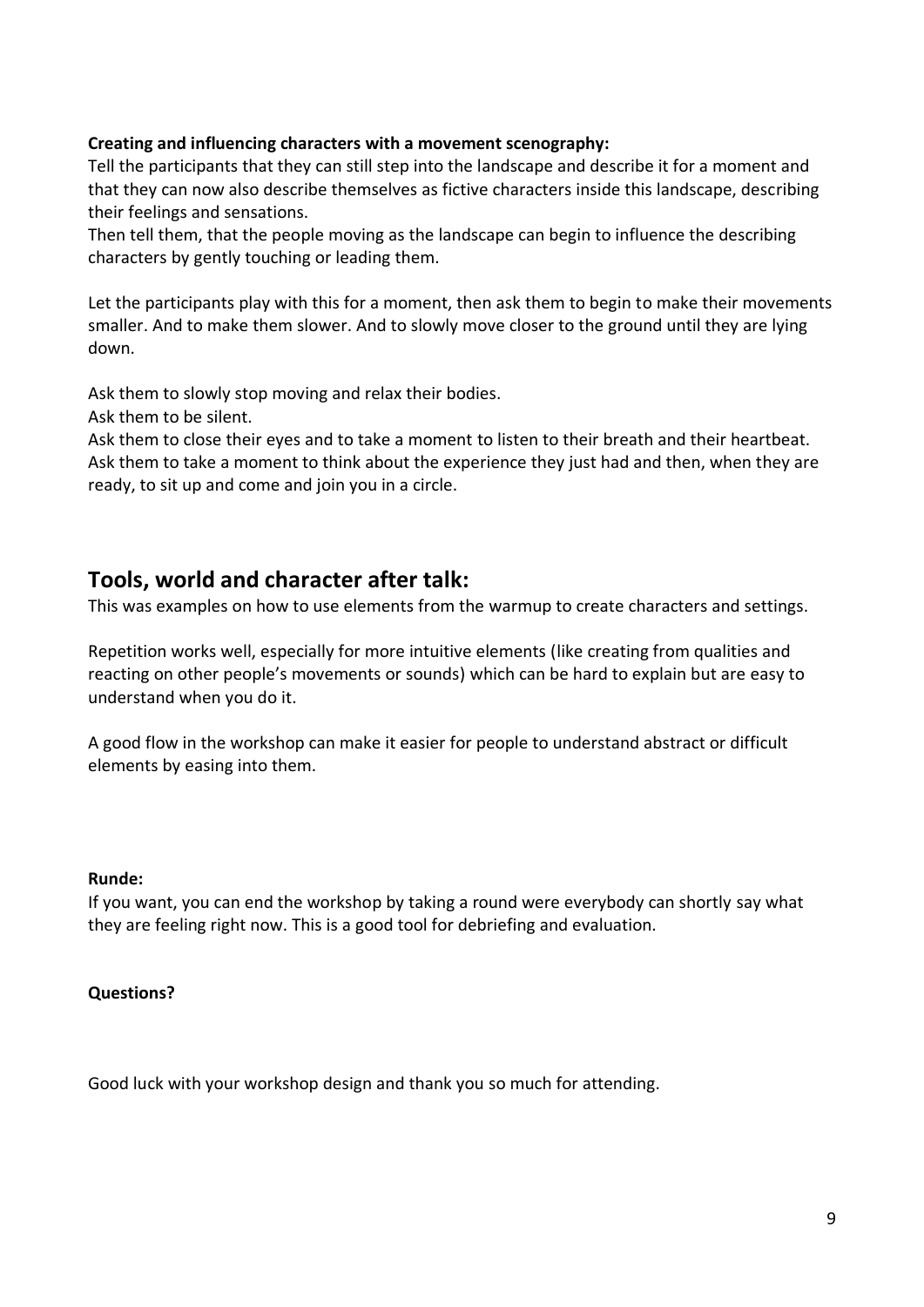**Creating and influencing characters with a movement scenography:**

Tell the participants that they can still step into the landscape and describe it for a moment and that they can now also describe themselves as fictive characters inside this landscape, describing their feelings and sensations.

Then tell them, that the people moving as the landscape can begin to influence the describing characters by gently touching or leading them.

Let the participants play with this for a moment, then ask them to begin to make their movements smaller. And to make them slower. And to slowly move closer to the ground until they are lying down.

Ask them to slowly stop moving and relax their bodies.

Ask them to be silent.

Ask them to close their eyes and to take a moment to listen to their breath and their heartbeat.

Ask them to take a moment to think about the experience they just had and then, when they are ready, to sit up and come and join you in a circle.

## Tools, world and character after talk:

This was examples on how to use elements from the warmup to create characters and settings.

Repetition works well, especially for more intuitive elements (like creating from qualities and reacting on other people's movements or sounds) which can be hard to explain but are easy to understand when you do it.

A good flow in the workshop can make it easier for people to understand abstract or difficult elements by easing into them.

**Runde:**

If you want, you can end the workshop by taking a round were everybody can shortly say what they are feeling right now. This is a good tool for debriefing and evaluation.

**Questions?**

Good luck with your workshop design and thank you so much for attending.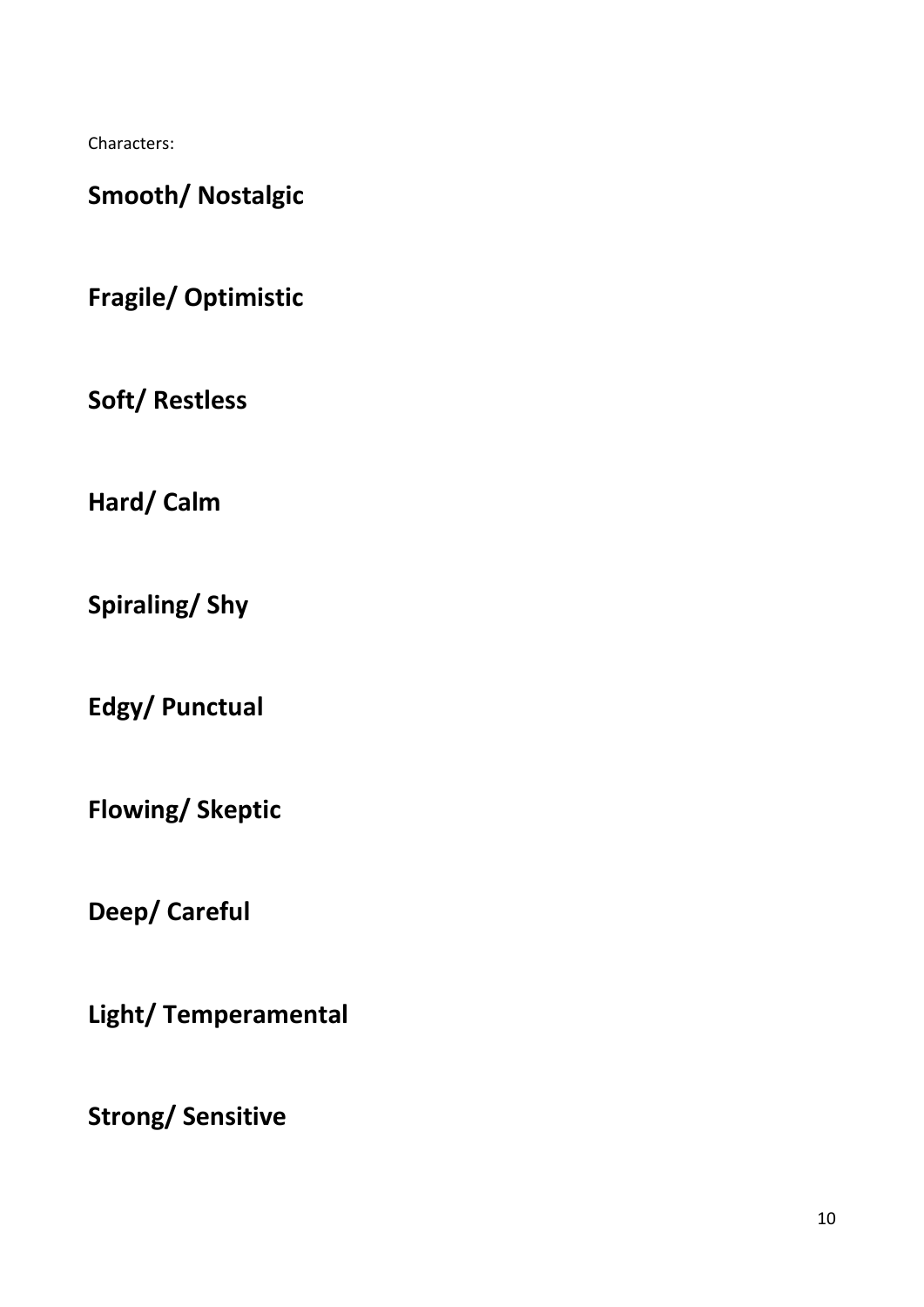Characters:

**Smooth/ Nostalgic**

**Fragile/ Optimistic**

**Soft/ Restless**

**Hard/ Calm**

**Spiraling/ Shy**

**Edgy/ Punctual**

**Flowing/ Skeptic**

**Deep/ Careful**

**Light/ Temperamental**

**Strong/ Sensitive**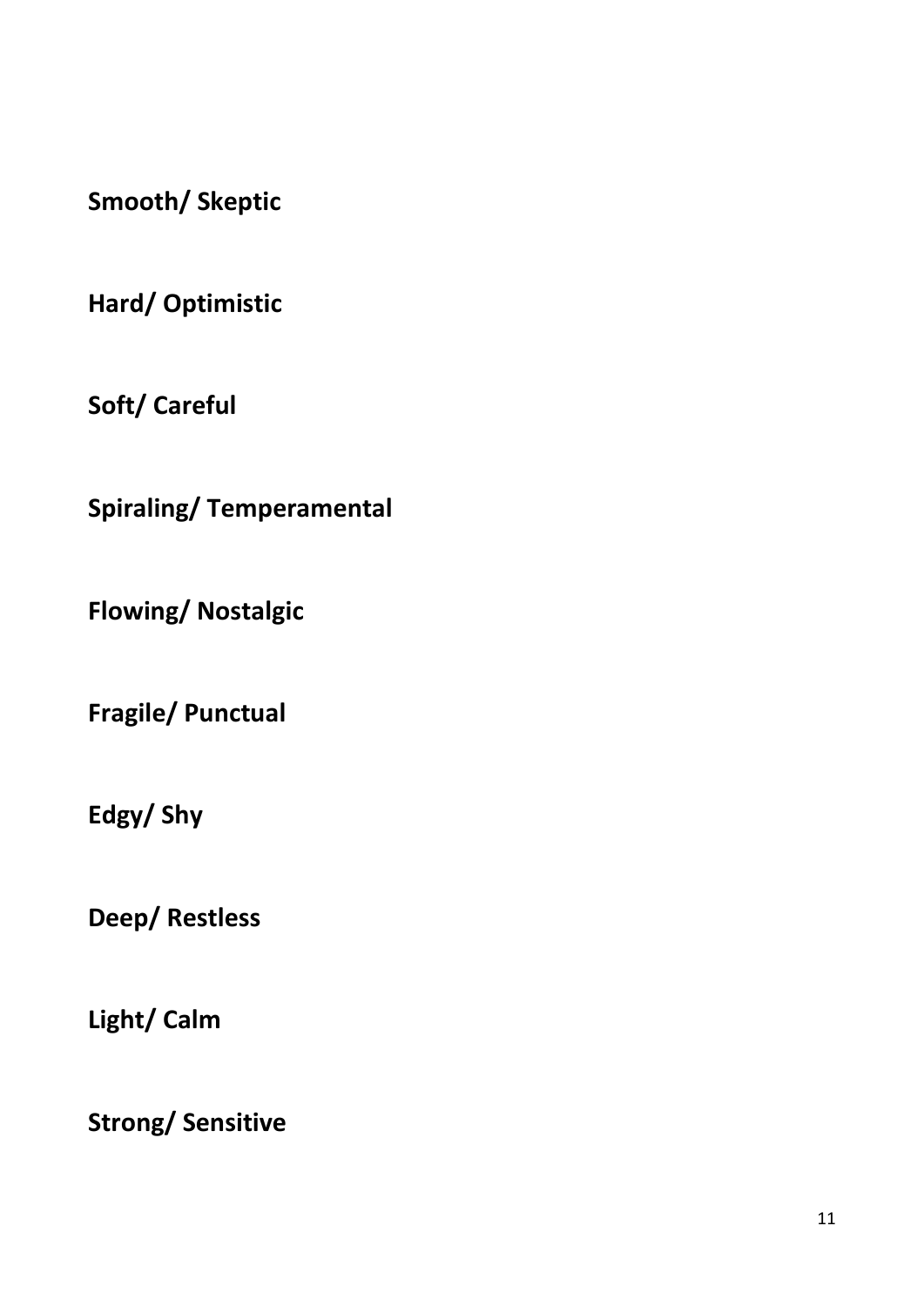**Smooth/ Skeptic**

**Hard/ Optimistic**

**Soft/ Careful**

**Spiraling/ Temperamental**

**Flowing/ Nostalgic**

**Fragile/ Punctual**

**Edgy/ Shy**

**Deep/ Restless**

**Light/ Calm**

**Strong/ Sensitive**